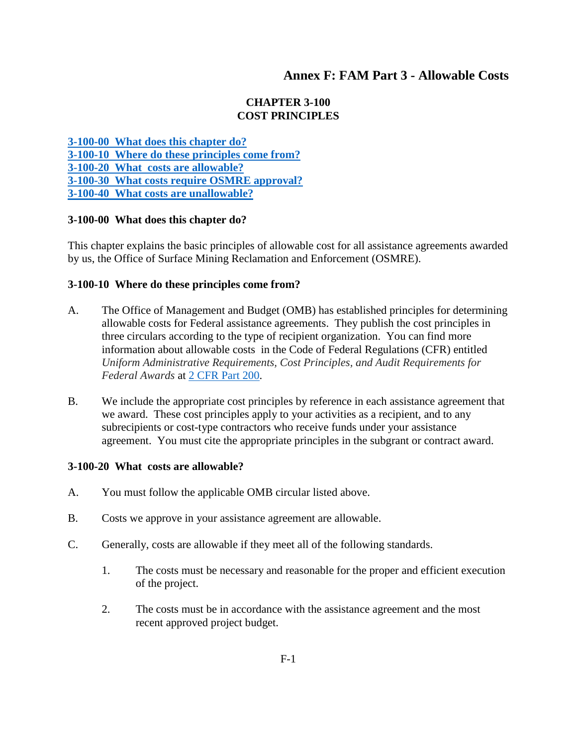# Annex F: FAM Part 3 - Allowable Costs

## CHAPTER 3-100
## COST PRINCIPLES

[3-100-00 What does this chapter do?](#)
[3-100-10 Where do these principles come from?](#)
[3-100-20 What costs are allowable?](#)
[3-100-30 What costs require OSMRE approval?](#)
[3-100-40 What costs are unallowable?](#)

### 3-100-00 What does this chapter do?

This chapter explains the basic principles of allowable cost for all assistance agreements awarded by us, the Office of Surface Mining Reclamation and Enforcement (OSMRE).

### 3-100-10 Where do these principles come from?

A. The Office of Management and Budget (OMB) has established principles for determining allowable costs for Federal assistance agreements. They publish the cost principles in three circulars according to the type of recipient organization. You can find more information about allowable costs in the Code of Federal Regulations (CFR) entitled *Uniform Administrative Requirements, Cost Principles, and Audit Requirements for Federal Awards* at [2 CFR Part 200](#).

B. We include the appropriate cost principles by reference in each assistance agreement that we award. These cost principles apply to your activities as a recipient, and to any subrecipients or cost-type contractors who receive funds under your assistance agreement. You must cite the appropriate principles in the subgrant or contract award.

### 3-100-20 What costs are allowable?

A. You must follow the applicable OMB circular listed above.

B. Costs we approve in your assistance agreement are allowable.

C. Generally, costs are allowable if they meet all of the following standards.

   1. The costs must be necessary and reasonable for the proper and efficient execution of the project.

   2. The costs must be in accordance with the assistance agreement and the most recent approved project budget.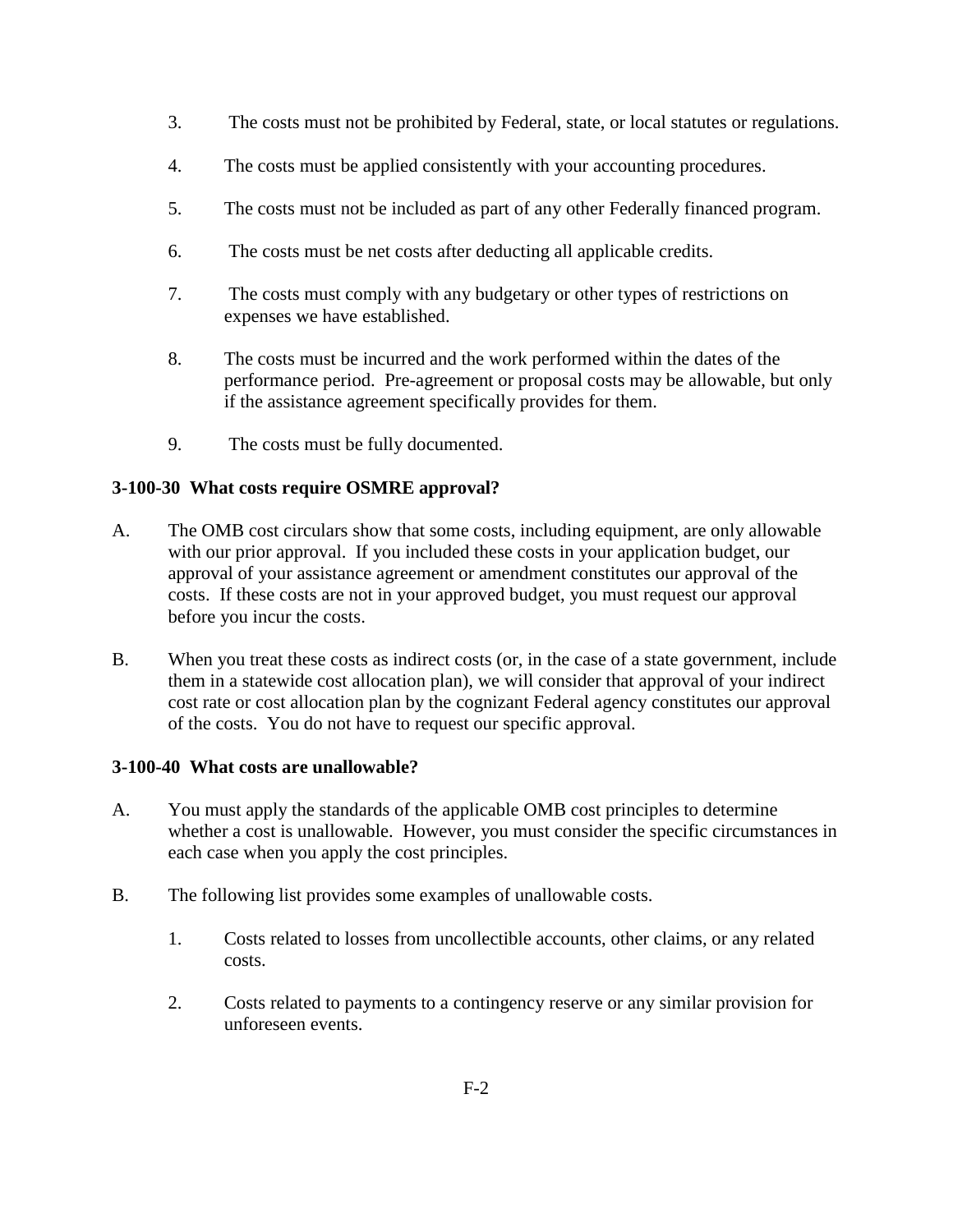3. The costs must not be prohibited by Federal, state, or local statutes or regulations.

4. The costs must be applied consistently with your accounting procedures.

5. The costs must not be included as part of any other Federally financed program.

6. The costs must be net costs after deducting all applicable credits.

7. The costs must comply with any budgetary or other types of restrictions on expenses we have established.

8. The costs must be incurred and the work performed within the dates of the performance period. Pre-agreement or proposal costs may be allowable, but only if the assistance agreement specifically provides for them.

9. The costs must be fully documented.

**3-100-30 What costs require OSMRE approval?**

A. The OMB cost circulars show that some costs, including equipment, are only allowable with our prior approval. If you included these costs in your application budget, our approval of your assistance agreement or amendment constitutes our approval of the costs. If these costs are not in your approved budget, you must request our approval before you incur the costs.

B. When you treat these costs as indirect costs (or, in the case of a state government, include them in a statewide cost allocation plan), we will consider that approval of your indirect cost rate or cost allocation plan by the cognizant Federal agency constitutes our approval of the costs. You do not have to request our specific approval.

**3-100-40 What costs are unallowable?**

A. You must apply the standards of the applicable OMB cost principles to determine whether a cost is unallowable. However, you must consider the specific circumstances in each case when you apply the cost principles.

B. The following list provides some examples of unallowable costs.

   1. Costs related to losses from uncollectible accounts, other claims, or any related costs.

   2. Costs related to payments to a contingency reserve or any similar provision for unforeseen events.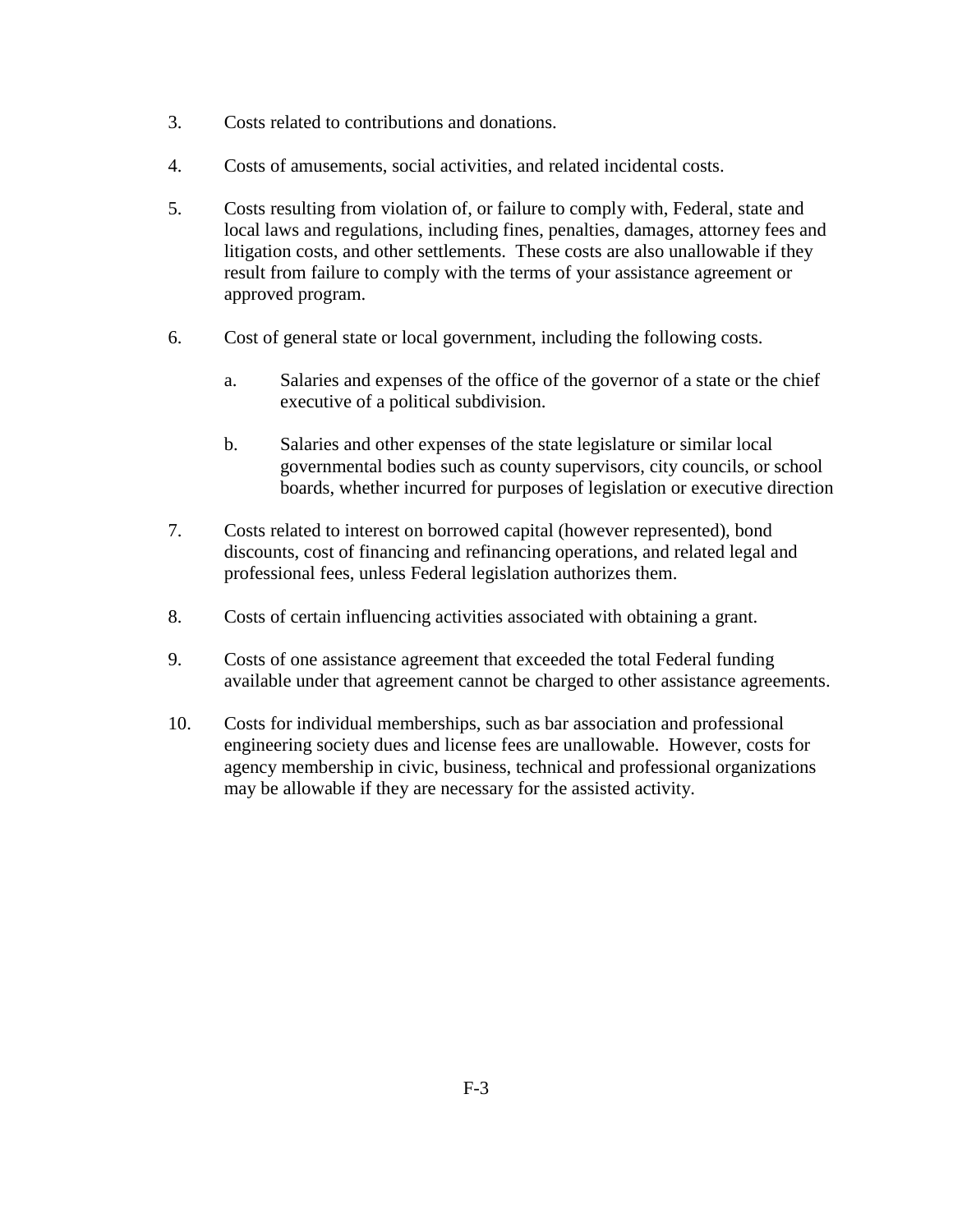3. Costs related to contributions and donations.

4. Costs of amusements, social activities, and related incidental costs.

5. Costs resulting from violation of, or failure to comply with, Federal, state and local laws and regulations, including fines, penalties, damages, attorney fees and litigation costs, and other settlements. These costs are also unallowable if they result from failure to comply with the terms of your assistance agreement or approved program.

6. Cost of general state or local government, including the following costs.

   a. Salaries and expenses of the office of the governor of a state or the chief executive of a political subdivision.

   b. Salaries and other expenses of the state legislature or similar local governmental bodies such as county supervisors, city councils, or school boards, whether incurred for purposes of legislation or executive direction

7. Costs related to interest on borrowed capital (however represented), bond discounts, cost of financing and refinancing operations, and related legal and professional fees, unless Federal legislation authorizes them.

8. Costs of certain influencing activities associated with obtaining a grant.

9. Costs of one assistance agreement that exceeded the total Federal funding available under that agreement cannot be charged to other assistance agreements.

10. Costs for individual memberships, such as bar association and professional engineering society dues and license fees are unallowable. However, costs for agency membership in civic, business, technical and professional organizations may be allowable if they are necessary for the assisted activity.